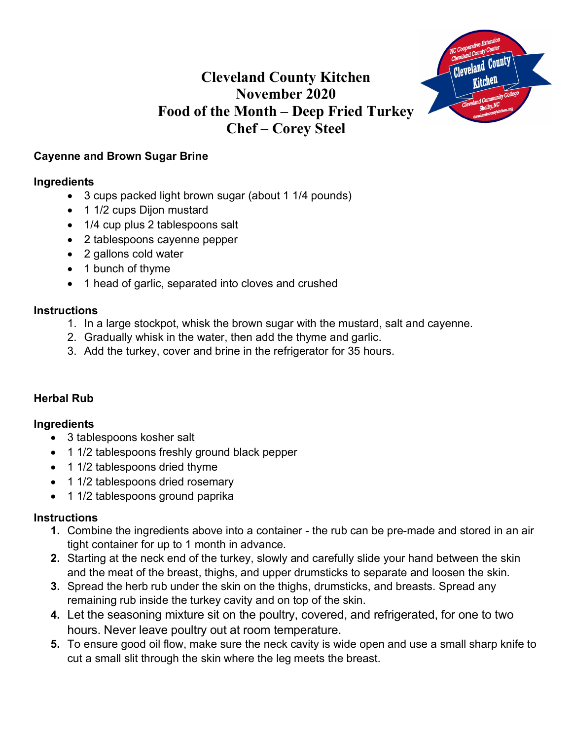# Cleveland County Kitchen
# November 2020
# Food of the Month – Deep Fried Turkey
# Chef – Corey Steel

## Cayenne and Brown Sugar Brine

### Ingredients

- 3 cups packed light brown sugar (about 1 1/4 pounds)
- 1 1/2 cups Dijon mustard
- 1/4 cup plus 2 tablespoons salt
- 2 tablespoons cayenne pepper
- 2 gallons cold water
- 1 bunch of thyme
- 1 head of garlic, separated into cloves and crushed

### Instructions

1. In a large stockpot, whisk the brown sugar with the mustard, salt and cayenne.
2. Gradually whisk in the water, then add the thyme and garlic.
3. Add the turkey, cover and brine in the refrigerator for 35 hours.

## Herbal Rub

### Ingredients

- 3 tablespoons kosher salt
- 1 1/2 tablespoons freshly ground black pepper
- 1 1/2 tablespoons dried thyme
- 1 1/2 tablespoons dried rosemary
- 1 1/2 tablespoons ground paprika

### Instructions

1. Combine the ingredients above into a container - the rub can be pre-made and stored in an air tight container for up to 1 month in advance.
2. Starting at the neck end of the turkey, slowly and carefully slide your hand between the skin and the meat of the breast, thighs, and upper drumsticks to separate and loosen the skin.
3. Spread the herb rub under the skin on the thighs, drumsticks, and breasts. Spread any remaining rub inside the turkey cavity and on top of the skin.
4. Let the seasoning mixture sit on the poultry, covered, and refrigerated, for one to two hours. Never leave poultry out at room temperature.
5. To ensure good oil flow, make sure the neck cavity is wide open and use a small sharp knife to cut a small slit through the skin where the leg meets the breast.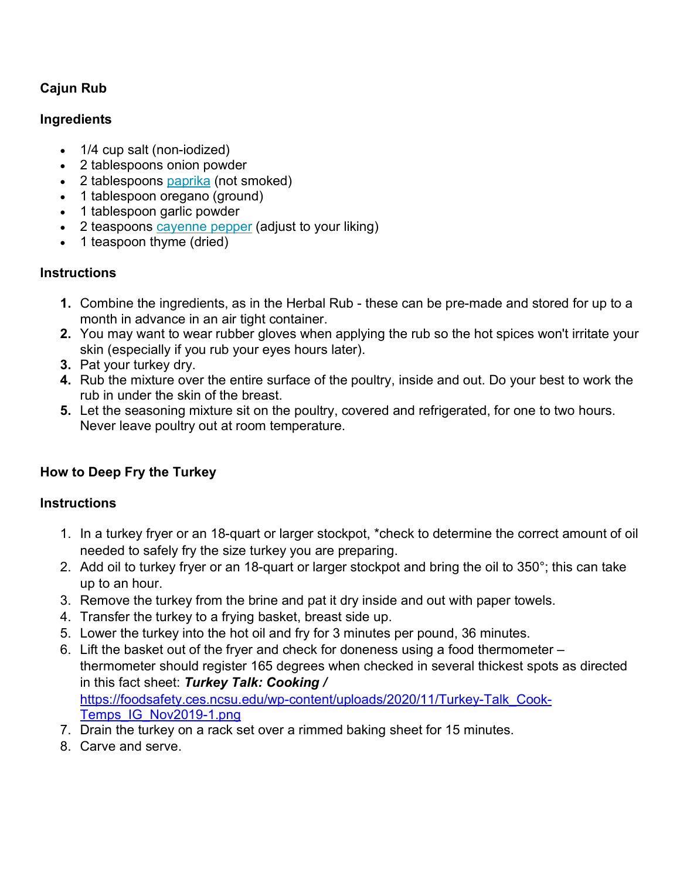**Cajun Rub**

**Ingredients**

- 1/4 cup salt (non-iodized)
- 2 tablespoons onion powder
- 2 tablespoons paprika (not smoked)
- 1 tablespoon oregano (ground)
- 1 tablespoon garlic powder
- 2 teaspoons cayenne pepper (adjust to your liking)
- 1 teaspoon thyme (dried)

**Instructions**

1. Combine the ingredients, as in the Herbal Rub - these can be pre-made and stored for up to a month in advance in an air tight container.
2. You may want to wear rubber gloves when applying the rub so the hot spices won't irritate your skin (especially if you rub your eyes hours later).
3. Pat your turkey dry.
4. Rub the mixture over the entire surface of the poultry, inside and out. Do your best to work the rub in under the skin of the breast.
5. Let the seasoning mixture sit on the poultry, covered and refrigerated, for one to two hours. Never leave poultry out at room temperature.

**How to Deep Fry the Turkey**

**Instructions**

1. In a turkey fryer or an 18-quart or larger stockpot, *check to determine the correct amount of oil needed to safely fry the size turkey you are preparing.
2. Add oil to turkey fryer or an 18-quart or larger stockpot and bring the oil to 350°; this can take up to an hour.
3. Remove the turkey from the brine and pat it dry inside and out with paper towels.
4. Transfer the turkey to a frying basket, breast side up.
5. Lower the turkey into the hot oil and fry for 3 minutes per pound, 36 minutes.
6. Lift the basket out of the fryer and check for doneness using a food thermometer – thermometer should register 165 degrees when checked in several thickest spots as directed in this fact sheet: ***Turkey Talk: Cooking /*** https://foodsafety.ces.ncsu.edu/wp-content/uploads/2020/11/Turkey-Talk_Cook-Temps_IG_Nov2019-1.png
7. Drain the turkey on a rack set over a rimmed baking sheet for 15 minutes.
8. Carve and serve.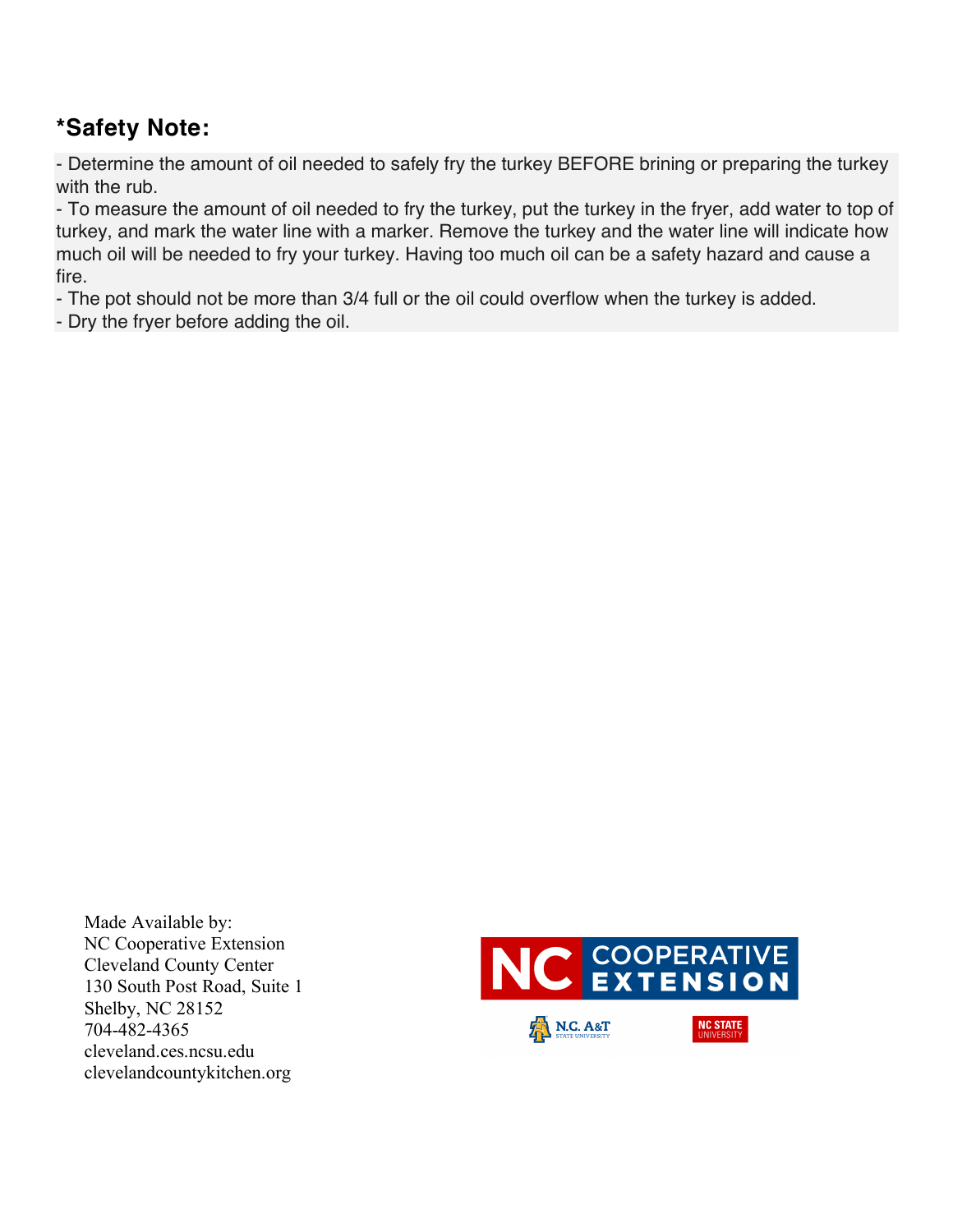## *Safety Note:

- Determine the amount of oil needed to safely fry the turkey BEFORE brining or preparing the turkey with the rub.
- To measure the amount of oil needed to fry the turkey, put the turkey in the fryer, add water to top of turkey, and mark the water line with a marker. Remove the turkey and the water line will indicate how much oil will be needed to fry your turkey. Having too much oil can be a safety hazard and cause a fire.
- The pot should not be more than 3/4 full or the oil could overflow when the turkey is added.
- Dry the fryer before adding the oil.

Made Available by:
NC Cooperative Extension
Cleveland County Center
130 South Post Road, Suite 1
Shelby, NC 28152
704-482-4365
cleveland.ces.ncsu.edu
clevelandcountykitchen.org

NC COOPERATIVE EXTENSION

N.C. A&T STATE UNIVERSITY

NC STATE UNIVERSITY